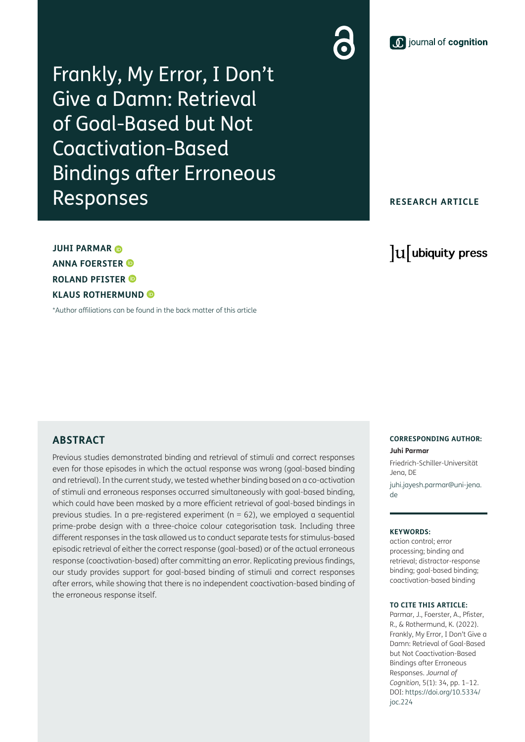# Frankly, My Error, I Don't Give a Damn: Retrieval of Goal-Based but Not Coactivation-Based Bindings after Erroneous Responses

journal of cognition

**RESEARCH ARTICLE**

ubiquity press

**JUHI PARMAR**
**ANNA FOERSTER**
**ROLAND PFISTER**
**KLAUS ROTHERMUND**

*Author affiliations can be found in the back matter of this article

## ABSTRACT

Previous studies demonstrated binding and retrieval of stimuli and correct responses even for those episodes in which the actual response was wrong (goal-based binding and retrieval). In the current study, we tested whether binding based on a co-activation of stimuli and erroneous responses occurred simultaneously with goal-based binding, which could have been masked by a more efficient retrieval of goal-based bindings in previous studies. In a pre-registered experiment (n = 62), we employed a sequential prime-probe design with a three-choice colour categorisation task. Including three different responses in the task allowed us to conduct separate tests for stimulus-based episodic retrieval of either the correct response (goal-based) or of the actual erroneous response (coactivation-based) after committing an error. Replicating previous findings, our study provides support for goal-based binding of stimuli and correct responses after errors, while showing that there is no independent coactivation-based binding of the erroneous response itself.

**CORRESPONDING AUTHOR:**

**Juhi Parmar**

Friedrich-Schiller-Universität Jena, DE

juhi.jayesh.parmar@uni-jena.de

**KEYWORDS:**

action control; error processing; binding and retrieval; distractor-response binding; goal-based binding; coactivation-based binding

**TO CITE THIS ARTICLE:**

Parmar, J., Foerster, A., Pfister, R., & Rothermund, K. (2022). Frankly, My Error, I Don't Give a Damn: Retrieval of Goal-Based but Not Coactivation-Based Bindings after Erroneous Responses. *Journal of Cognition*, 5(1): 34, pp. 1–12. DOI: https://doi.org/10.5334/joc.224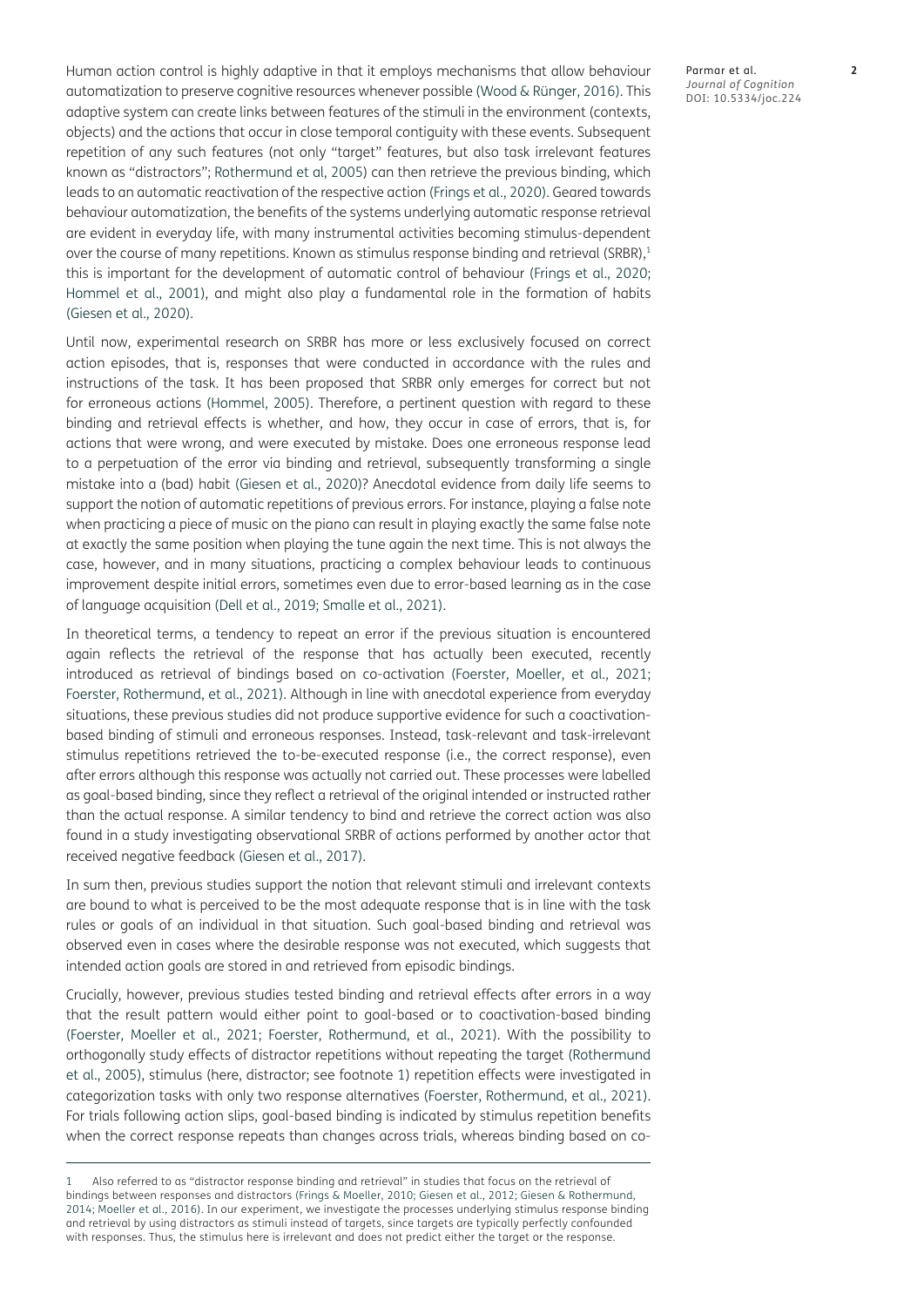Human action control is highly adaptive in that it employs mechanisms that allow behaviour automatization to preserve cognitive resources whenever possible (Wood & Rünger, 2016). This adaptive system can create links between features of the stimuli in the environment (contexts, objects) and the actions that occur in close temporal contiguity with these events. Subsequent repetition of any such features (not only "target" features, but also task irrelevant features known as "distractors"; Rothermund et al, 2005) can then retrieve the previous binding, which leads to an automatic reactivation of the respective action (Frings et al., 2020). Geared towards behaviour automatization, the benefits of the systems underlying automatic response retrieval are evident in everyday life, with many instrumental activities becoming stimulus-dependent over the course of many repetitions. Known as stimulus response binding and retrieval (SRBR),[1] this is important for the development of automatic control of behaviour (Frings et al., 2020; Hommel et al., 2001), and might also play a fundamental role in the formation of habits (Giesen et al., 2020).

Until now, experimental research on SRBR has more or less exclusively focused on correct action episodes, that is, responses that were conducted in accordance with the rules and instructions of the task. It has been proposed that SRBR only emerges for correct but not for erroneous actions (Hommel, 2005). Therefore, a pertinent question with regard to these binding and retrieval effects is whether, and how, they occur in case of errors, that is, for actions that were wrong, and were executed by mistake. Does one erroneous response lead to a perpetuation of the error via binding and retrieval, subsequently transforming a single mistake into a (bad) habit (Giesen et al., 2020)? Anecdotal evidence from daily life seems to support the notion of automatic repetitions of previous errors. For instance, playing a false note when practicing a piece of music on the piano can result in playing exactly the same false note at exactly the same position when playing the tune again the next time. This is not always the case, however, and in many situations, practicing a complex behaviour leads to continuous improvement despite initial errors, sometimes even due to error-based learning as in the case of language acquisition (Dell et al., 2019; Smalle et al., 2021).

In theoretical terms, a tendency to repeat an error if the previous situation is encountered again reflects the retrieval of the response that has actually been executed, recently introduced as retrieval of bindings based on co-activation (Foerster, Moeller, et al., 2021; Foerster, Rothermund, et al., 2021). Although in line with anecdotal experience from everyday situations, these previous studies did not produce supportive evidence for such a coactivation-based binding of stimuli and erroneous responses. Instead, task-relevant and task-irrelevant stimulus repetitions retrieved the to-be-executed response (i.e., the correct response), even after errors although this response was actually not carried out. These processes were labelled as goal-based binding, since they reflect a retrieval of the original intended or instructed rather than the actual response. A similar tendency to bind and retrieve the correct action was also found in a study investigating observational SRBR of actions performed by another actor that received negative feedback (Giesen et al., 2017).

In sum then, previous studies support the notion that relevant stimuli and irrelevant contexts are bound to what is perceived to be the most adequate response that is in line with the task rules or goals of an individual in that situation. Such goal-based binding and retrieval was observed even in cases where the desirable response was not executed, which suggests that intended action goals are stored in and retrieved from episodic bindings.

Crucially, however, previous studies tested binding and retrieval effects after errors in a way that the result pattern would either point to goal-based or to coactivation-based binding (Foerster, Moeller et al., 2021; Foerster, Rothermund, et al., 2021). With the possibility to orthogonally study effects of distractor repetitions without repeating the target (Rothermund et al., 2005), stimulus (here, distractor; see footnote 1) repetition effects were investigated in categorization tasks with only two response alternatives (Foerster, Rothermund, et al., 2021). For trials following action slips, goal-based binding is indicated by stimulus repetition benefits when the correct response repeats than changes across trials, whereas binding based on co-

[1] Also referred to as "distractor response binding and retrieval" in studies that focus on the retrieval of bindings between responses and distractors (Frings & Moeller, 2010; Giesen et al., 2012; Giesen & Rothermund, 2014; Moeller et al., 2016). In our experiment, we investigate the processes underlying stimulus response binding and retrieval by using distractors as stimuli instead of targets, since targets are typically perfectly confounded with responses. Thus, the stimulus here is irrelevant and does not predict either the target or the response.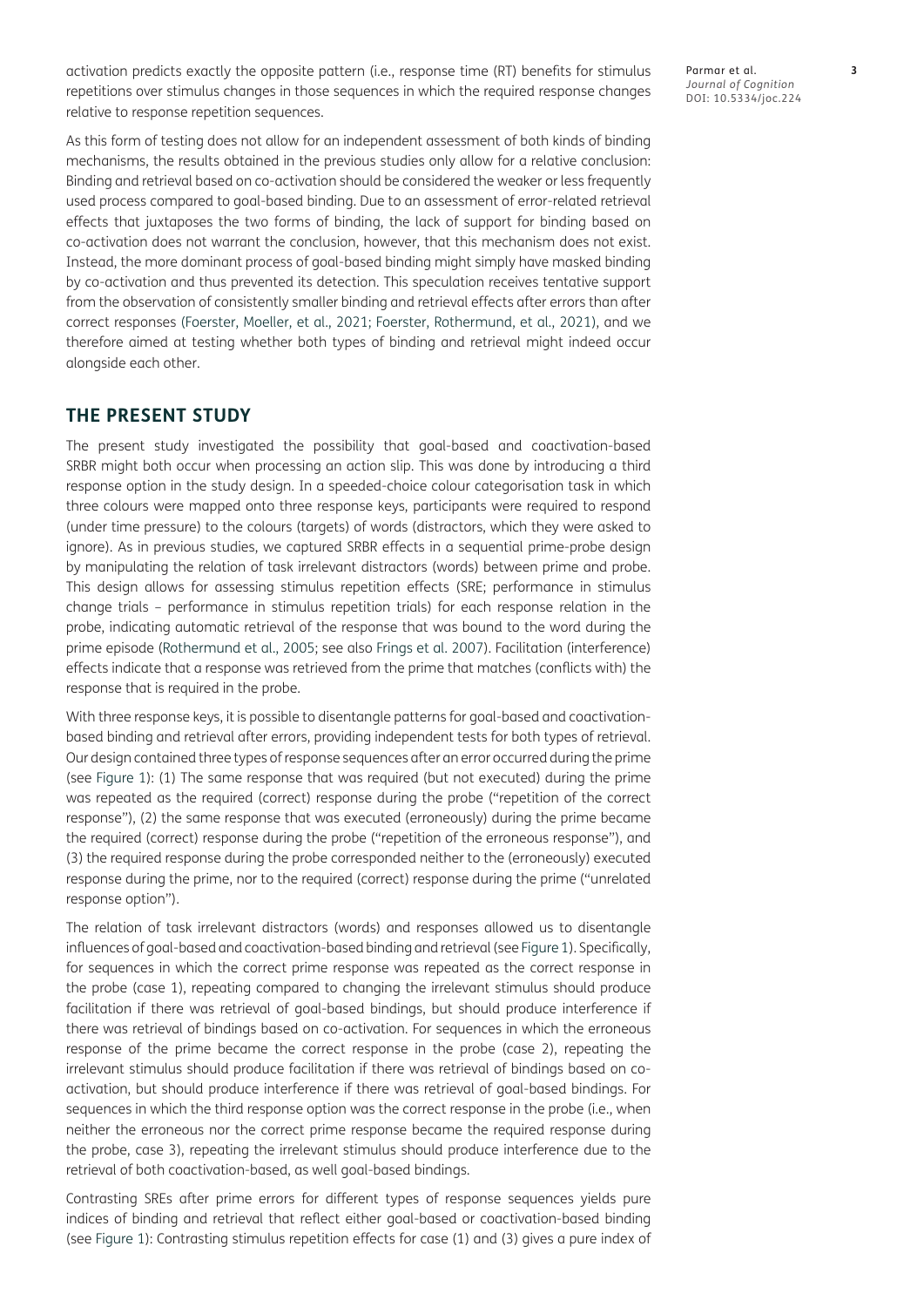activation predicts exactly the opposite pattern (i.e., response time (RT) benefits for stimulus repetitions over stimulus changes in those sequences in which the required response changes relative to response repetition sequences.

As this form of testing does not allow for an independent assessment of both kinds of binding mechanisms, the results obtained in the previous studies only allow for a relative conclusion: Binding and retrieval based on co-activation should be considered the weaker or less frequently used process compared to goal-based binding. Due to an assessment of error-related retrieval effects that juxtaposes the two forms of binding, the lack of support for binding based on co-activation does not warrant the conclusion, however, that this mechanism does not exist. Instead, the more dominant process of goal-based binding might simply have masked binding by co-activation and thus prevented its detection. This speculation receives tentative support from the observation of consistently smaller binding and retrieval effects after errors than after correct responses (Foerster, Moeller, et al., 2021; Foerster, Rothermund, et al., 2021), and we therefore aimed at testing whether both types of binding and retrieval might indeed occur alongside each other.

## THE PRESENT STUDY

The present study investigated the possibility that goal-based and coactivation-based SRBR might both occur when processing an action slip. This was done by introducing a third response option in the study design. In a speeded-choice colour categorisation task in which three colours were mapped onto three response keys, participants were required to respond (under time pressure) to the colours (targets) of words (distractors, which they were asked to ignore). As in previous studies, we captured SRBR effects in a sequential prime-probe design by manipulating the relation of task irrelevant distractors (words) between prime and probe. This design allows for assessing stimulus repetition effects (SRE; performance in stimulus change trials – performance in stimulus repetition trials) for each response relation in the probe, indicating automatic retrieval of the response that was bound to the word during the prime episode (Rothermund et al., 2005; see also Frings et al. 2007). Facilitation (interference) effects indicate that a response was retrieved from the prime that matches (conflicts with) the response that is required in the probe.

With three response keys, it is possible to disentangle patterns for goal-based and coactivation-based binding and retrieval after errors, providing independent tests for both types of retrieval. Our design contained three types of response sequences after an error occurred during the prime (see Figure 1): (1) The same response that was required (but not executed) during the prime was repeated as the required (correct) response during the probe ("repetition of the correct response"), (2) the same response that was executed (erroneously) during the prime became the required (correct) response during the probe ("repetition of the erroneous response"), and (3) the required response during the probe corresponded neither to the (erroneously) executed response during the prime, nor to the required (correct) response during the prime ("unrelated response option").

The relation of task irrelevant distractors (words) and responses allowed us to disentangle influences of goal-based and coactivation-based binding and retrieval (see Figure 1). Specifically, for sequences in which the correct prime response was repeated as the correct response in the probe (case 1), repeating compared to changing the irrelevant stimulus should produce facilitation if there was retrieval of goal-based bindings, but should produce interference if there was retrieval of bindings based on co-activation. For sequences in which the erroneous response of the prime became the correct response in the probe (case 2), repeating the irrelevant stimulus should produce facilitation if there was retrieval of bindings based on co-activation, but should produce interference if there was retrieval of goal-based bindings. For sequences in which the third response option was the correct response in the probe (i.e., when neither the erroneous nor the correct prime response became the required response during the probe, case 3), repeating the irrelevant stimulus should produce interference due to the retrieval of both coactivation-based, as well goal-based bindings.

Contrasting SREs after prime errors for different types of response sequences yields pure indices of binding and retrieval that reflect either goal-based or coactivation-based binding (see Figure 1): Contrasting stimulus repetition effects for case (1) and (3) gives a pure index of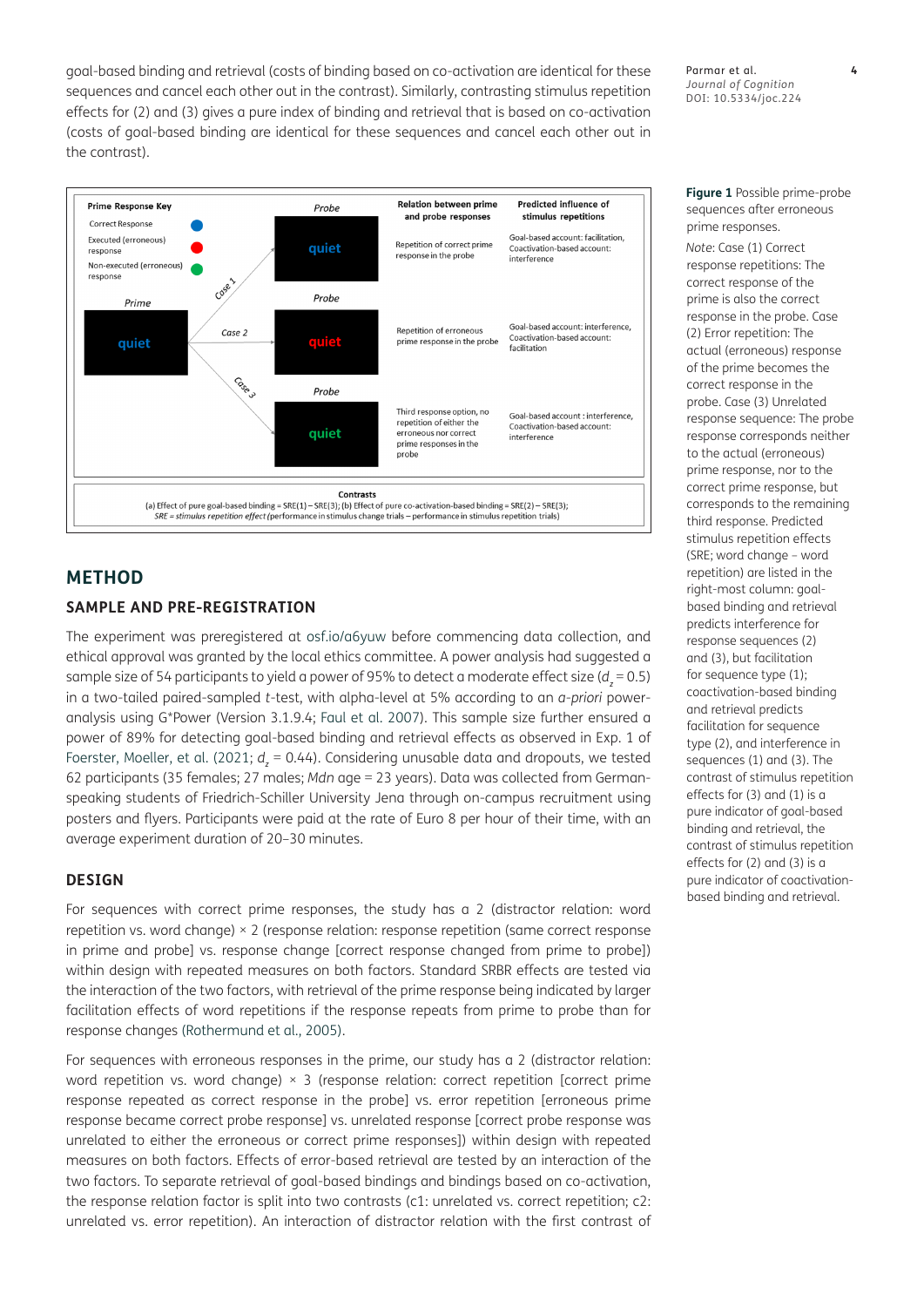goal-based binding and retrieval (costs of binding based on co-activation are identical for these sequences and cancel each other out in the contrast). Similarly, contrasting stimulus repetition effects for (2) and (3) gives a pure index of binding and retrieval that is based on co-activation (costs of goal-based binding are identical for these sequences and cancel each other out in the contrast).

| Prime | Case | Probe | Relation between prime and probe responses | Predicted influence of stimulus repetitions |
|---|---|---|---|---|
| quiet | Case 1 | quiet | Repetition of correct prime response in the probe | Goal-based account: facilitation, Coactivation-based account: interference |
| | Case 2 | quiet | Repetition of erroneous prime response in the probe | Goal-based account: interference, Coactivation-based account: facilitation |
| | Case 3 | quiet | Third response option, no repetition of either the erroneous nor correct prime responses in the probe | Goal-based account : interference, Coactivation-based account: interference |

Prime Response Key: Correct Response (blue); Executed (erroneous) response (red); Non-executed (erroneous) response (green)

**Contrasts**
(a) Effect of pure goal-based binding = SRE(1) – SRE(3); (b) Effect of pure co-activation-based binding = SRE(2) – SRE(3);
*SRE = stimulus repetition effect* (performance in stimulus change trials – performance in stimulus repetition trials)

**Figure 1** Possible prime-probe sequences after erroneous prime responses.

*Note*: Case (1) Correct response repetitions: The correct response of the prime is also the correct response in the probe. Case (2) Error repetition: The actual (erroneous) response of the prime becomes the correct response in the probe. Case (3) Unrelated response sequence: The probe response corresponds neither to the actual (erroneous) prime response, nor to the correct prime response, but corresponds to the remaining third response. Predicted stimulus repetition effects (SRE; word change – word repetition) are listed in the right-most column: goal-based binding and retrieval predicts interference for response sequences (2) and (3), but facilitation for sequence type (1); coactivation-based binding and retrieval predicts facilitation for sequence type (2), and interference in sequences (1) and (3). The contrast of stimulus repetition effects for (3) and (1) is a pure indicator of goal-based binding and retrieval, the contrast of stimulus repetition effects for (2) and (3) is a pure indicator of coactivation-based binding and retrieval.

## METHOD

### SAMPLE AND PRE-REGISTRATION

The experiment was preregistered at osf.io/a6yuw before commencing data collection, and ethical approval was granted by the local ethics committee. A power analysis had suggested a sample size of 54 participants to yield a power of 95% to detect a moderate effect size ($d_z = 0.5$) in a two-tailed paired-sampled *t*-test, with alpha-level at 5% according to an *a-priori* power-analysis using G*Power (Version 3.1.9.4; Faul et al. 2007). This sample size further ensured a power of 89% for detecting goal-based binding and retrieval effects as observed in Exp. 1 of Foerster, Moeller, et al. (2021; $d_z = 0.44$). Considering unusable data and dropouts, we tested 62 participants (35 females; 27 males; *Mdn* age = 23 years). Data was collected from German-speaking students of Friedrich-Schiller University Jena through on-campus recruitment using posters and flyers. Participants were paid at the rate of Euro 8 per hour of their time, with an average experiment duration of 20–30 minutes.

### DESIGN

For sequences with correct prime responses, the study has a 2 (distractor relation: word repetition vs. word change) × 2 (response relation: response repetition (same correct response in prime and probe] vs. response change [correct response changed from prime to probe]) within design with repeated measures on both factors. Standard SRBR effects are tested via the interaction of the two factors, with retrieval of the prime response being indicated by larger facilitation effects of word repetitions if the response repeats from prime to probe than for response changes (Rothermund et al., 2005).

For sequences with erroneous responses in the prime, our study has a 2 (distractor relation: word repetition vs. word change) × 3 (response relation: correct repetition [correct prime response repeated as correct response in the probe] vs. error repetition [erroneous prime response became correct probe response] vs. unrelated response [correct probe response was unrelated to either the erroneous or correct prime responses]) within design with repeated measures on both factors. Effects of error-based retrieval are tested by an interaction of the two factors. To separate retrieval of goal-based bindings and bindings based on co-activation, the response relation factor is split into two contrasts (c1: unrelated vs. correct repetition; c2: unrelated vs. error repetition). An interaction of distractor relation with the first contrast of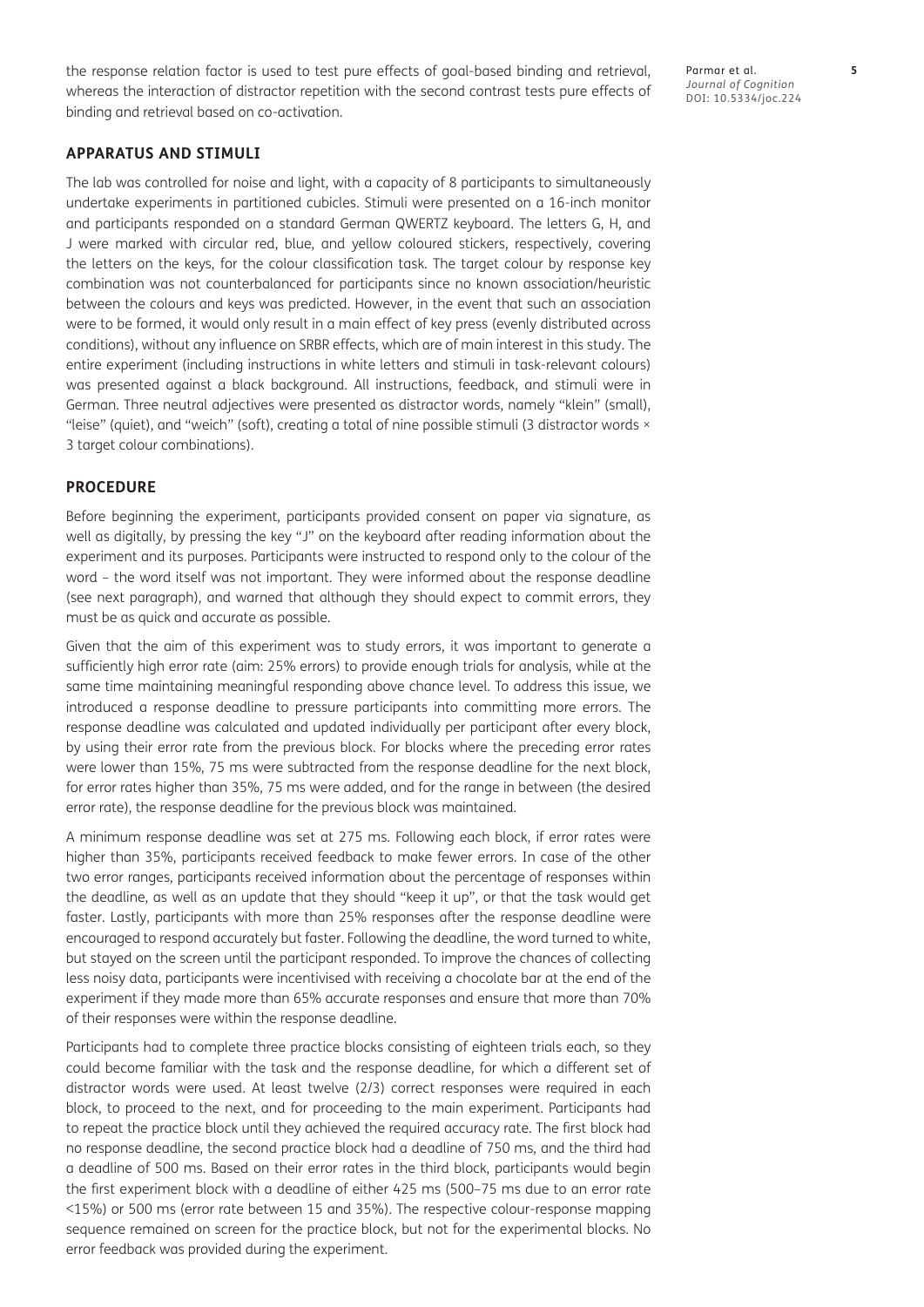the response relation factor is used to test pure effects of goal-based binding and retrieval, whereas the interaction of distractor repetition with the second contrast tests pure effects of binding and retrieval based on co-activation.

### APPARATUS AND STIMULI

The lab was controlled for noise and light, with a capacity of 8 participants to simultaneously undertake experiments in partitioned cubicles. Stimuli were presented on a 16-inch monitor and participants responded on a standard German QWERTZ keyboard. The letters G, H, and J were marked with circular red, blue, and yellow coloured stickers, respectively, covering the letters on the keys, for the colour classification task. The target colour by response key combination was not counterbalanced for participants since no known association/heuristic between the colours and keys was predicted. However, in the event that such an association were to be formed, it would only result in a main effect of key press (evenly distributed across conditions), without any influence on SRBR effects, which are of main interest in this study. The entire experiment (including instructions in white letters and stimuli in task-relevant colours) was presented against a black background. All instructions, feedback, and stimuli were in German. Three neutral adjectives were presented as distractor words, namely "klein" (small), "leise" (quiet), and "weich" (soft), creating a total of nine possible stimuli (3 distractor words × 3 target colour combinations).

### PROCEDURE

Before beginning the experiment, participants provided consent on paper via signature, as well as digitally, by pressing the key "J" on the keyboard after reading information about the experiment and its purposes. Participants were instructed to respond only to the colour of the word – the word itself was not important. They were informed about the response deadline (see next paragraph), and warned that although they should expect to commit errors, they must be as quick and accurate as possible.

Given that the aim of this experiment was to study errors, it was important to generate a sufficiently high error rate (aim: 25% errors) to provide enough trials for analysis, while at the same time maintaining meaningful responding above chance level. To address this issue, we introduced a response deadline to pressure participants into committing more errors. The response deadline was calculated and updated individually per participant after every block, by using their error rate from the previous block. For blocks where the preceding error rates were lower than 15%, 75 ms were subtracted from the response deadline for the next block, for error rates higher than 35%, 75 ms were added, and for the range in between (the desired error rate), the response deadline for the previous block was maintained.

A minimum response deadline was set at 275 ms. Following each block, if error rates were higher than 35%, participants received feedback to make fewer errors. In case of the other two error ranges, participants received information about the percentage of responses within the deadline, as well as an update that they should "keep it up", or that the task would get faster. Lastly, participants with more than 25% responses after the response deadline were encouraged to respond accurately but faster. Following the deadline, the word turned to white, but stayed on the screen until the participant responded. To improve the chances of collecting less noisy data, participants were incentivised with receiving a chocolate bar at the end of the experiment if they made more than 65% accurate responses and ensure that more than 70% of their responses were within the response deadline.

Participants had to complete three practice blocks consisting of eighteen trials each, so they could become familiar with the task and the response deadline, for which a different set of distractor words were used. At least twelve (2/3) correct responses were required in each block, to proceed to the next, and for proceeding to the main experiment. Participants had to repeat the practice block until they achieved the required accuracy rate. The first block had no response deadline, the second practice block had a deadline of 750 ms, and the third had a deadline of 500 ms. Based on their error rates in the third block, participants would begin the first experiment block with a deadline of either 425 ms (500–75 ms due to an error rate <15%) or 500 ms (error rate between 15 and 35%). The respective colour-response mapping sequence remained on screen for the practice block, but not for the experimental blocks. No error feedback was provided during the experiment.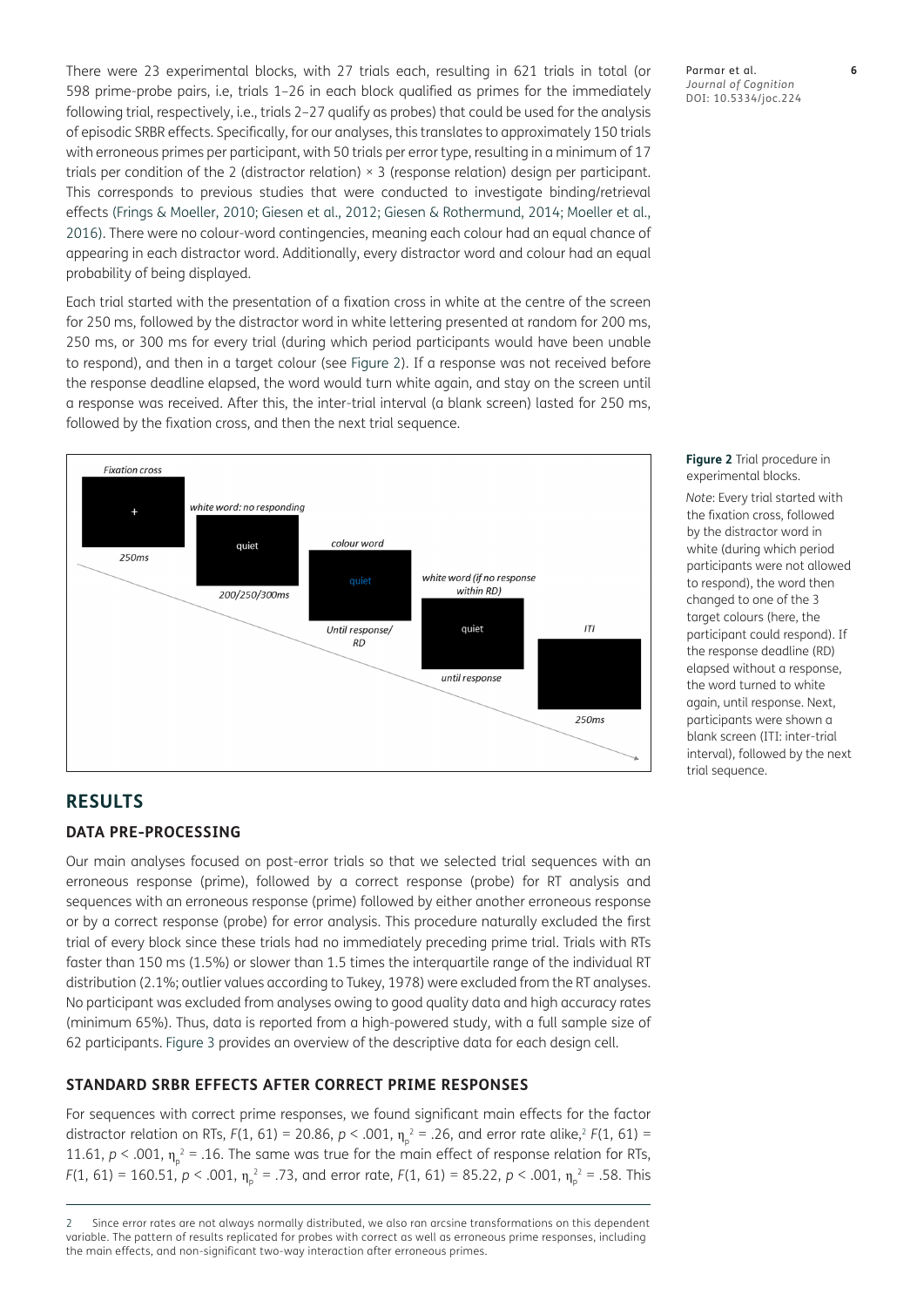There were 23 experimental blocks, with 27 trials each, resulting in 621 trials in total (or 598 prime-probe pairs, i.e, trials 1–26 in each block qualified as primes for the immediately following trial, respectively, i.e., trials 2–27 qualify as probes) that could be used for the analysis of episodic SRBR effects. Specifically, for our analyses, this translates to approximately 150 trials with erroneous primes per participant, with 50 trials per error type, resulting in a minimum of 17 trials per condition of the 2 (distractor relation) × 3 (response relation) design per participant. This corresponds to previous studies that were conducted to investigate binding/retrieval effects (Frings & Moeller, 2010; Giesen et al., 2012; Giesen & Rothermund, 2014; Moeller et al., 2016). There were no colour-word contingencies, meaning each colour had an equal chance of appearing in each distractor word. Additionally, every distractor word and colour had an equal probability of being displayed.

Each trial started with the presentation of a fixation cross in white at the centre of the screen for 250 ms, followed by the distractor word in white lettering presented at random for 200 ms, 250 ms, or 300 ms for every trial (during which period participants would have been unable to respond), and then in a target colour (see Figure 2). If a response was not received before the response deadline elapsed, the word would turn white again, and stay on the screen until a response was received. After this, the inter-trial interval (a blank screen) lasted for 250 ms, followed by the fixation cross, and then the next trial sequence.

**Figure 2** Trial procedure in experimental blocks.

*Note*: Every trial started with the fixation cross, followed by the distractor word in white (during which period participants were not allowed to respond), the word then changed to one of the 3 target colours (here, the participant could respond). If the response deadline (RD) elapsed without a response, the word turned to white again, until response. Next, participants were shown a blank screen (ITI: inter-trial interval), followed by the next trial sequence.

## RESULTS

### DATA PRE-PROCESSING

Our main analyses focused on post-error trials so that we selected trial sequences with an erroneous response (prime), followed by a correct response (probe) for RT analysis and sequences with an erroneous response (prime) followed by either another erroneous response or by a correct response (probe) for error analysis. This procedure naturally excluded the first trial of every block since these trials had no immediately preceding prime trial. Trials with RTs faster than 150 ms (1.5%) or slower than 1.5 times the interquartile range of the individual RT distribution (2.1%; outlier values according to Tukey, 1978) were excluded from the RT analyses. No participant was excluded from analyses owing to good quality data and high accuracy rates (minimum 65%). Thus, data is reported from a high-powered study, with a full sample size of 62 participants. Figure 3 provides an overview of the descriptive data for each design cell.

### STANDARD SRBR EFFECTS AFTER CORRECT PRIME RESPONSES

For sequences with correct prime responses, we found significant main effects for the factor distractor relation on RTs, $F(1, 61) = 20.86$, $p < .001$, $\eta_p^2 = .26$, and error rate alike,[2] $F(1, 61) = 11.61$, $p < .001$, $\eta_p^2 = .16$. The same was true for the main effect of response relation for RTs, $F(1, 61) = 160.51$, $p < .001$, $\eta_p^2 = .73$, and error rate, $F(1, 61) = 85.22$, $p < .001$, $\eta_p^2 = .58$. This

2 Since error rates are not always normally distributed, we also ran arcsine transformations on this dependent variable. The pattern of results replicated for probes with correct as well as erroneous prime responses, including the main effects, and non-significant two-way interaction after erroneous primes.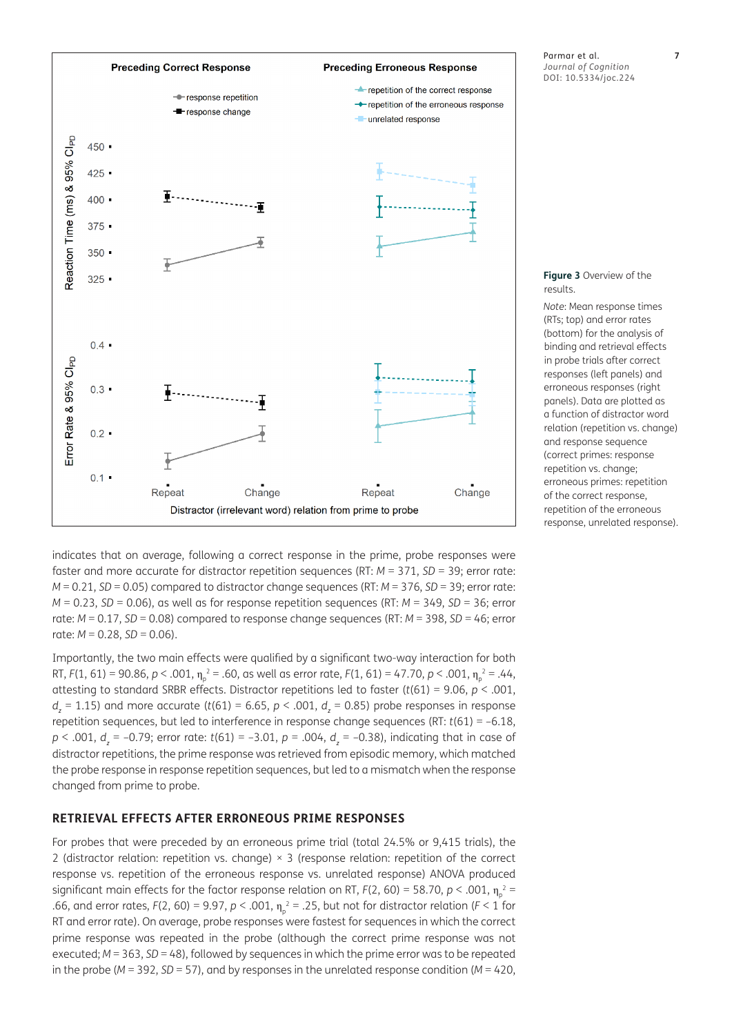**Figure 3** Overview of the results.

*Note*: Mean response times (RTs; top) and error rates (bottom) for the analysis of binding and retrieval effects in probe trials after correct responses (left panels) and erroneous responses (right panels). Data are plotted as a function of distractor word relation (repetition vs. change) and response sequence (correct primes: response repetition vs. change; erroneous primes: repetition of the correct response, repetition of the erroneous response, unrelated response).

indicates that on average, following a correct response in the prime, probe responses were faster and more accurate for distractor repetition sequences (RT: *M* = 371, *SD* = 39; error rate: *M* = 0.21, *SD* = 0.05) compared to distractor change sequences (RT: *M* = 376, *SD* = 39; error rate: *M* = 0.23, *SD* = 0.06), as well as for response repetition sequences (RT: *M* = 349, *SD* = 36; error rate: *M* = 0.17, *SD* = 0.08) compared to response change sequences (RT: *M* = 398, *SD* = 46; error rate: *M* = 0.28, *SD* = 0.06).

Importantly, the two main effects were qualified by a significant two-way interaction for both RT, $F(1, 61) = 90.86$, $p < .001$, $\eta_p^2 = .60$, as well as error rate, $F(1, 61) = 47.70$, $p < .001$, $\eta_p^2 = .44$, attesting to standard SRBR effects. Distractor repetitions led to faster ($t(61) = 9.06$, $p < .001$, $d_z = 1.15$) and more accurate ($t(61) = 6.65$, $p < .001$, $d_z = 0.85$) probe responses in response repetition sequences, but led to interference in response change sequences (RT: $t(61) = -6.18$, $p < .001$, $d_z = -0.79$; error rate: $t(61) = -3.01$, $p = .004$, $d_z = -0.38$), indicating that in case of distractor repetitions, the prime response was retrieved from episodic memory, which matched the probe response in response repetition sequences, but led to a mismatch when the response changed from prime to probe.

## RETRIEVAL EFFECTS AFTER ERRONEOUS PRIME RESPONSES

For probes that were preceded by an erroneous prime trial (total 24.5% or 9,415 trials), the 2 (distractor relation: repetition vs. change) × 3 (response relation: repetition of the correct response vs. repetition of the erroneous response vs. unrelated response) ANOVA produced significant main effects for the factor response relation on RT, $F(2, 60) = 58.70$, $p < .001$, $\eta_p^2 = .66$, and error rates, $F(2, 60) = 9.97$, $p < .001$, $\eta_p^2 = .25$, but not for distractor relation ($F < 1$ for RT and error rate). On average, probe responses were fastest for sequences in which the correct prime response was repeated in the probe (although the correct prime response was not executed; *M* = 363, *SD* = 48), followed by sequences in which the prime error was to be repeated in the probe (*M* = 392, *SD* = 57), and by responses in the unrelated response condition (*M* = 420,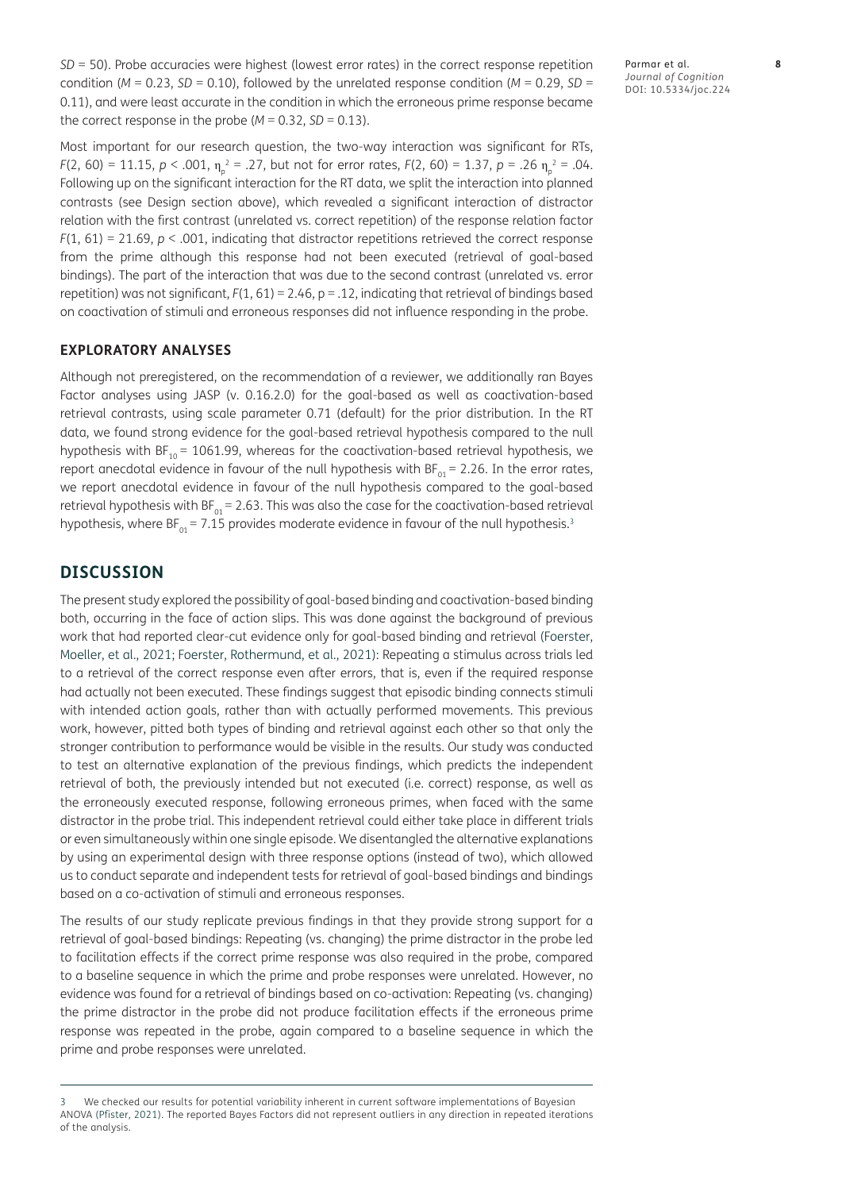*SD* = 50). Probe accuracies were highest (lowest error rates) in the correct response repetition condition (*M* = 0.23, *SD* = 0.10), followed by the unrelated response condition (*M* = 0.29, *SD* = 0.11), and were least accurate in the condition in which the erroneous prime response became the correct response in the probe (*M* = 0.32, *SD* = 0.13).

Most important for our research question, the two-way interaction was significant for RTs, $F(2, 60) = 11.15$, $p < .001$, $\eta_p^2 = .27$, but not for error rates, $F(2, 60) = 1.37$, $p = .26$ $\eta_p^2 = .04$. Following up on the significant interaction for the RT data, we split the interaction into planned contrasts (see Design section above), which revealed a significant interaction of distractor relation with the first contrast (unrelated vs. correct repetition) of the response relation factor $F(1, 61) = 21.69$, $p < .001$, indicating that distractor repetitions retrieved the correct response from the prime although this response had not been executed (retrieval of goal-based bindings). The part of the interaction that was due to the second contrast (unrelated vs. error repetition) was not significant, $F(1, 61) = 2.46$, $p = .12$, indicating that retrieval of bindings based on coactivation of stimuli and erroneous responses did not influence responding in the probe.

### EXPLORATORY ANALYSES

Although not preregistered, on the recommendation of a reviewer, we additionally ran Bayes Factor analyses using JASP (v. 0.16.2.0) for the goal-based as well as coactivation-based retrieval contrasts, using scale parameter 0.71 (default) for the prior distribution. In the RT data, we found strong evidence for the goal-based retrieval hypothesis compared to the null hypothesis with $BF_{10} = 1061.99$, whereas for the coactivation-based retrieval hypothesis, we report anecdotal evidence in favour of the null hypothesis with $BF_{01} = 2.26$. In the error rates, we report anecdotal evidence in favour of the null hypothesis compared to the goal-based retrieval hypothesis with $BF_{01} = 2.63$. This was also the case for the coactivation-based retrieval hypothesis, where $BF_{01} = 7.15$ provides moderate evidence in favour of the null hypothesis.[3]

## DISCUSSION

The present study explored the possibility of goal-based binding and coactivation-based binding both, occurring in the face of action slips. This was done against the background of previous work that had reported clear-cut evidence only for goal-based binding and retrieval (Foerster, Moeller, et al., 2021; Foerster, Rothermund, et al., 2021): Repeating a stimulus across trials led to a retrieval of the correct response even after errors, that is, even if the required response had actually not been executed. These findings suggest that episodic binding connects stimuli with intended action goals, rather than with actually performed movements. This previous work, however, pitted both types of binding and retrieval against each other so that only the stronger contribution to performance would be visible in the results. Our study was conducted to test an alternative explanation of the previous findings, which predicts the independent retrieval of both, the previously intended but not executed (i.e. correct) response, as well as the erroneously executed response, following erroneous primes, when faced with the same distractor in the probe trial. This independent retrieval could either take place in different trials or even simultaneously within one single episode. We disentangled the alternative explanations by using an experimental design with three response options (instead of two), which allowed us to conduct separate and independent tests for retrieval of goal-based bindings and bindings based on a co-activation of stimuli and erroneous responses.

The results of our study replicate previous findings in that they provide strong support for a retrieval of goal-based bindings: Repeating (vs. changing) the prime distractor in the probe led to facilitation effects if the correct prime response was also required in the probe, compared to a baseline sequence in which the prime and probe responses were unrelated. However, no evidence was found for a retrieval of bindings based on co-activation: Repeating (vs. changing) the prime distractor in the probe did not produce facilitation effects if the erroneous prime response was repeated in the probe, again compared to a baseline sequence in which the prime and probe responses were unrelated.

---

3 We checked our results for potential variability inherent in current software implementations of Bayesian ANOVA (Pfister, 2021). The reported Bayes Factors did not represent outliers in any direction in repeated iterations of the analysis.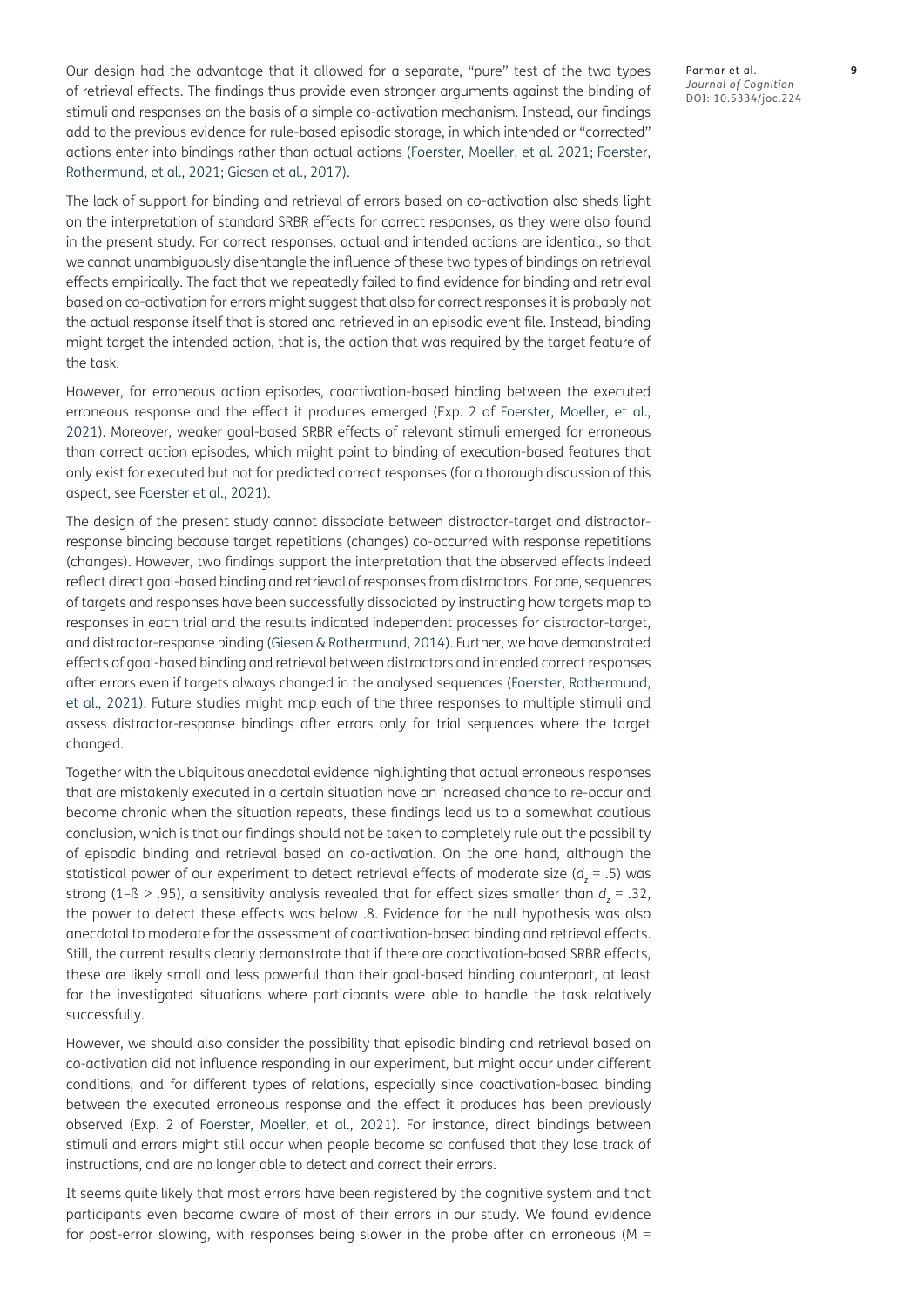Our design had the advantage that it allowed for a separate, "pure" test of the two types of retrieval effects. The findings thus provide even stronger arguments against the binding of stimuli and responses on the basis of a simple co-activation mechanism. Instead, our findings add to the previous evidence for rule-based episodic storage, in which intended or "corrected" actions enter into bindings rather than actual actions (Foerster, Moeller, et al. 2021; Foerster, Rothermund, et al., 2021; Giesen et al., 2017).

The lack of support for binding and retrieval of errors based on co-activation also sheds light on the interpretation of standard SRBR effects for correct responses, as they were also found in the present study. For correct responses, actual and intended actions are identical, so that we cannot unambiguously disentangle the influence of these two types of bindings on retrieval effects empirically. The fact that we repeatedly failed to find evidence for binding and retrieval based on co-activation for errors might suggest that also for correct responses it is probably not the actual response itself that is stored and retrieved in an episodic event file. Instead, binding might target the intended action, that is, the action that was required by the target feature of the task.

However, for erroneous action episodes, coactivation-based binding between the executed erroneous response and the effect it produces emerged (Exp. 2 of Foerster, Moeller, et al., 2021). Moreover, weaker goal-based SRBR effects of relevant stimuli emerged for erroneous than correct action episodes, which might point to binding of execution-based features that only exist for executed but not for predicted correct responses (for a thorough discussion of this aspect, see Foerster et al., 2021).

The design of the present study cannot dissociate between distractor-target and distractor-response binding because target repetitions (changes) co-occurred with response repetitions (changes). However, two findings support the interpretation that the observed effects indeed reflect direct goal-based binding and retrieval of responses from distractors. For one, sequences of targets and responses have been successfully dissociated by instructing how targets map to responses in each trial and the results indicated independent processes for distractor-target, and distractor-response binding (Giesen & Rothermund, 2014). Further, we have demonstrated effects of goal-based binding and retrieval between distractors and intended correct responses after errors even if targets always changed in the analysed sequences (Foerster, Rothermund, et al., 2021). Future studies might map each of the three responses to multiple stimuli and assess distractor-response bindings after errors only for trial sequences where the target changed.

Together with the ubiquitous anecdotal evidence highlighting that actual erroneous responses that are mistakenly executed in a certain situation have an increased chance to re-occur and become chronic when the situation repeats, these findings lead us to a somewhat cautious conclusion, which is that our findings should not be taken to completely rule out the possibility of episodic binding and retrieval based on co-activation. On the one hand, although the statistical power of our experiment to detect retrieval effects of moderate size ($d_z$ = .5) was strong (1–ß > .95), a sensitivity analysis revealed that for effect sizes smaller than $d_z$ = .32, the power to detect these effects was below .8. Evidence for the null hypothesis was also anecdotal to moderate for the assessment of coactivation-based binding and retrieval effects. Still, the current results clearly demonstrate that if there are coactivation-based SRBR effects, these are likely small and less powerful than their goal-based binding counterpart, at least for the investigated situations where participants were able to handle the task relatively successfully.

However, we should also consider the possibility that episodic binding and retrieval based on co-activation did not influence responding in our experiment, but might occur under different conditions, and for different types of relations, especially since coactivation-based binding between the executed erroneous response and the effect it produces has been previously observed (Exp. 2 of Foerster, Moeller, et al., 2021). For instance, direct bindings between stimuli and errors might still occur when people become so confused that they lose track of instructions, and are no longer able to detect and correct their errors.

It seems quite likely that most errors have been registered by the cognitive system and that participants even became aware of most of their errors in our study. We found evidence for post-error slowing, with responses being slower in the probe after an erroneous (M =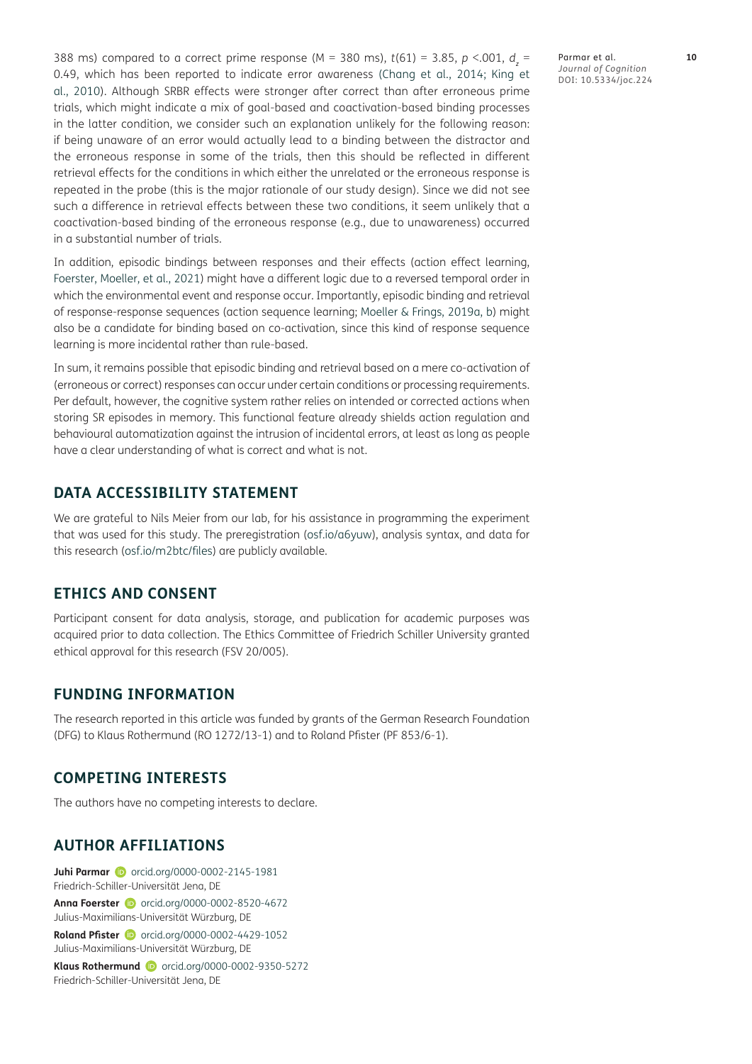388 ms) compared to a correct prime response (M = 380 ms), $t(61) = 3.85$, $p < .001$, $d_z = 0.49$, which has been reported to indicate error awareness (Chang et al., 2014; King et al., 2010). Although SRBR effects were stronger after correct than after erroneous prime trials, which might indicate a mix of goal-based and coactivation-based binding processes in the latter condition, we consider such an explanation unlikely for the following reason: if being unaware of an error would actually lead to a binding between the distractor and the erroneous response in some of the trials, then this should be reflected in different retrieval effects for the conditions in which either the unrelated or the erroneous response is repeated in the probe (this is the major rationale of our study design). Since we did not see such a difference in retrieval effects between these two conditions, it seem unlikely that a coactivation-based binding of the erroneous response (e.g., due to unawareness) occurred in a substantial number of trials.

In addition, episodic bindings between responses and their effects (action effect learning, Foerster, Moeller, et al., 2021) might have a different logic due to a reversed temporal order in which the environmental event and response occur. Importantly, episodic binding and retrieval of response-response sequences (action sequence learning; Moeller & Frings, 2019a, b) might also be a candidate for binding based on co-activation, since this kind of response sequence learning is more incidental rather than rule-based.

In sum, it remains possible that episodic binding and retrieval based on a mere co-activation of (erroneous or correct) responses can occur under certain conditions or processing requirements. Per default, however, the cognitive system rather relies on intended or corrected actions when storing SR episodes in memory. This functional feature already shields action regulation and behavioural automatization against the intrusion of incidental errors, at least as long as people have a clear understanding of what is correct and what is not.

## DATA ACCESSIBILITY STATEMENT

We are grateful to Nils Meier from our lab, for his assistance in programming the experiment that was used for this study. The preregistration (osf.io/a6yuw), analysis syntax, and data for this research (osf.io/m2btc/files) are publicly available.

## ETHICS AND CONSENT

Participant consent for data analysis, storage, and publication for academic purposes was acquired prior to data collection. The Ethics Committee of Friedrich Schiller University granted ethical approval for this research (FSV 20/005).

## FUNDING INFORMATION

The research reported in this article was funded by grants of the German Research Foundation (DFG) to Klaus Rothermund (RO 1272/13-1) and to Roland Pfister (PF 853/6-1).

## COMPETING INTERESTS

The authors have no competing interests to declare.

## AUTHOR AFFILIATIONS

**Juhi Parmar** orcid.org/0000-0002-2145-1981
Friedrich-Schiller-Universität Jena, DE

**Anna Foerster** orcid.org/0000-0002-8520-4672
Julius-Maximilians-Universität Würzburg, DE

**Roland Pfister** orcid.org/0000-0002-4429-1052
Julius-Maximilians-Universität Würzburg, DE

**Klaus Rothermund** orcid.org/0000-0002-9350-5272
Friedrich-Schiller-Universität Jena, DE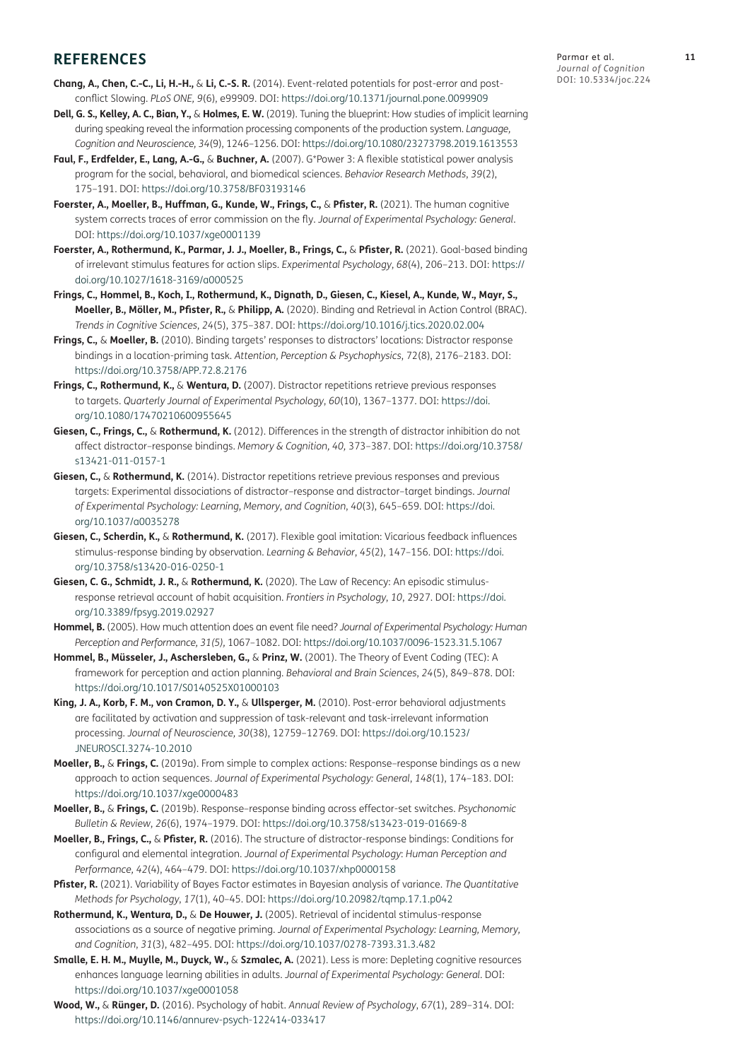## REFERENCES

**Chang, A., Chen, C.-C., Li, H.-H.,** & **Li, C.-S. R.** (2014). Event-related potentials for post-error and post-conflict Slowing. *PLoS ONE*, *9*(6), e99909. DOI: https://doi.org/10.1371/journal.pone.0099909

**Dell, G. S., Kelley, A. C., Bian, Y.,** & **Holmes, E. W.** (2019). Tuning the blueprint: How studies of implicit learning during speaking reveal the information processing components of the production system. *Language, Cognition and Neuroscience*, *34*(9), 1246–1256. DOI: https://doi.org/10.1080/23273798.2019.1613553

**Faul, F., Erdfelder, E., Lang, A.-G.,** & **Buchner, A.** (2007). G*Power 3: A flexible statistical power analysis program for the social, behavioral, and biomedical sciences. *Behavior Research Methods*, *39*(2), 175–191. DOI: https://doi.org/10.3758/BF03193146

**Foerster, A., Moeller, B., Huffman, G., Kunde, W., Frings, C.,** & **Pfister, R.** (2021). The human cognitive system corrects traces of error commission on the fly. *Journal of Experimental Psychology: General*. DOI: https://doi.org/10.1037/xge0001139

**Foerster, A., Rothermund, K., Parmar, J. J., Moeller, B., Frings, C.,** & **Pfister, R.** (2021). Goal-based binding of irrelevant stimulus features for action slips. *Experimental Psychology*, *68*(4), 206–213. DOI: https://doi.org/10.1027/1618-3169/a000525

**Frings, C., Hommel, B., Koch, I., Rothermund, K., Dignath, D., Giesen, C., Kiesel, A., Kunde, W., Mayr, S., Moeller, B., Möller, M., Pfister, R.,** & **Philipp, A.** (2020). Binding and Retrieval in Action Control (BRAC). *Trends in Cognitive Sciences*, *24*(5), 375–387. DOI: https://doi.org/10.1016/j.tics.2020.02.004

**Frings, C.,** & **Moeller, B.** (2010). Binding targets' responses to distractors' locations: Distractor response bindings in a location-priming task. *Attention, Perception & Psychophysics*, 72(8), 2176–2183. DOI: https://doi.org/10.3758/APP.72.8.2176

**Frings, C., Rothermund, K.,** & **Wentura, D.** (2007). Distractor repetitions retrieve previous responses to targets. *Quarterly Journal of Experimental Psychology*, *60*(10), 1367–1377. DOI: https://doi.org/10.1080/17470210600955645

**Giesen, C., Frings, C.,** & **Rothermund, K.** (2012). Differences in the strength of distractor inhibition do not affect distractor–response bindings. *Memory & Cognition*, *40*, 373–387. DOI: https://doi.org/10.3758/s13421-011-0157-1

**Giesen, C.,** & **Rothermund, K.** (2014). Distractor repetitions retrieve previous responses and previous targets: Experimental dissociations of distractor–response and distractor–target bindings. *Journal of Experimental Psychology: Learning, Memory, and Cognition*, *40*(3), 645–659. DOI: https://doi.org/10.1037/a0035278

**Giesen, C., Scherdin, K.,** & **Rothermund, K.** (2017). Flexible goal imitation: Vicarious feedback influences stimulus-response binding by observation. *Learning & Behavior*, *45*(2), 147–156. DOI: https://doi.org/10.3758/s13420-016-0250-1

**Giesen, C. G., Schmidt, J. R.,** & **Rothermund, K.** (2020). The Law of Recency: An episodic stimulus-response retrieval account of habit acquisition. *Frontiers in Psychology*, *10*, 2927. DOI: https://doi.org/10.3389/fpsyg.2019.02927

**Hommel, B.** (2005). How much attention does an event file need? *Journal of Experimental Psychology: Human Perception and Performance, 31(5),* 1067–1082. DOI: https://doi.org/10.1037/0096-1523.31.5.1067

**Hommel, B., Müsseler, J., Aschersleben, G.,** & **Prinz, W.** (2001). The Theory of Event Coding (TEC): A framework for perception and action planning. *Behavioral and Brain Sciences*, *24*(5), 849–878. DOI: https://doi.org/10.1017/S0140525X01000103

**King, J. A., Korb, F. M., von Cramon, D. Y.,** & **Ullsperger, M.** (2010). Post-error behavioral adjustments are facilitated by activation and suppression of task-relevant and task-irrelevant information processing. *Journal of Neuroscience*, *30*(38), 12759–12769. DOI: https://doi.org/10.1523/JNEUROSCI.3274-10.2010

**Moeller, B.,** & **Frings, C.** (2019a). From simple to complex actions: Response–response bindings as a new approach to action sequences. *Journal of Experimental Psychology: General*, *148*(1), 174–183. DOI: https://doi.org/10.1037/xge0000483

**Moeller, B.,** & **Frings, C.** (2019b). Response–response binding across effector-set switches. *Psychonomic Bulletin & Review*, *26*(6), 1974–1979. DOI: https://doi.org/10.3758/s13423-019-01669-8

**Moeller, B., Frings, C.,** & **Pfister, R.** (2016). The structure of distractor-response bindings: Conditions for configural and elemental integration. *Journal of Experimental Psychology: Human Perception and Performance*, *42*(4), 464–479. DOI: https://doi.org/10.1037/xhp0000158

**Pfister, R.** (2021). Variability of Bayes Factor estimates in Bayesian analysis of variance. *The Quantitative Methods for Psychology*, *17*(1), 40–45. DOI: https://doi.org/10.20982/tqmp.17.1.p042

**Rothermund, K., Wentura, D.,** & **De Houwer, J.** (2005). Retrieval of incidental stimulus-response associations as a source of negative priming. *Journal of Experimental Psychology: Learning, Memory, and Cognition*, *31*(3), 482–495. DOI: https://doi.org/10.1037/0278-7393.31.3.482

**Smalle, E. H. M., Muylle, M., Duyck, W.,** & **Szmalec, A.** (2021). Less is more: Depleting cognitive resources enhances language learning abilities in adults. *Journal of Experimental Psychology: General*. DOI: https://doi.org/10.1037/xge0001058

**Wood, W.,** & **Rünger, D.** (2016). Psychology of habit. *Annual Review of Psychology*, *67*(1), 289–314. DOI: https://doi.org/10.1146/annurev-psych-122414-033417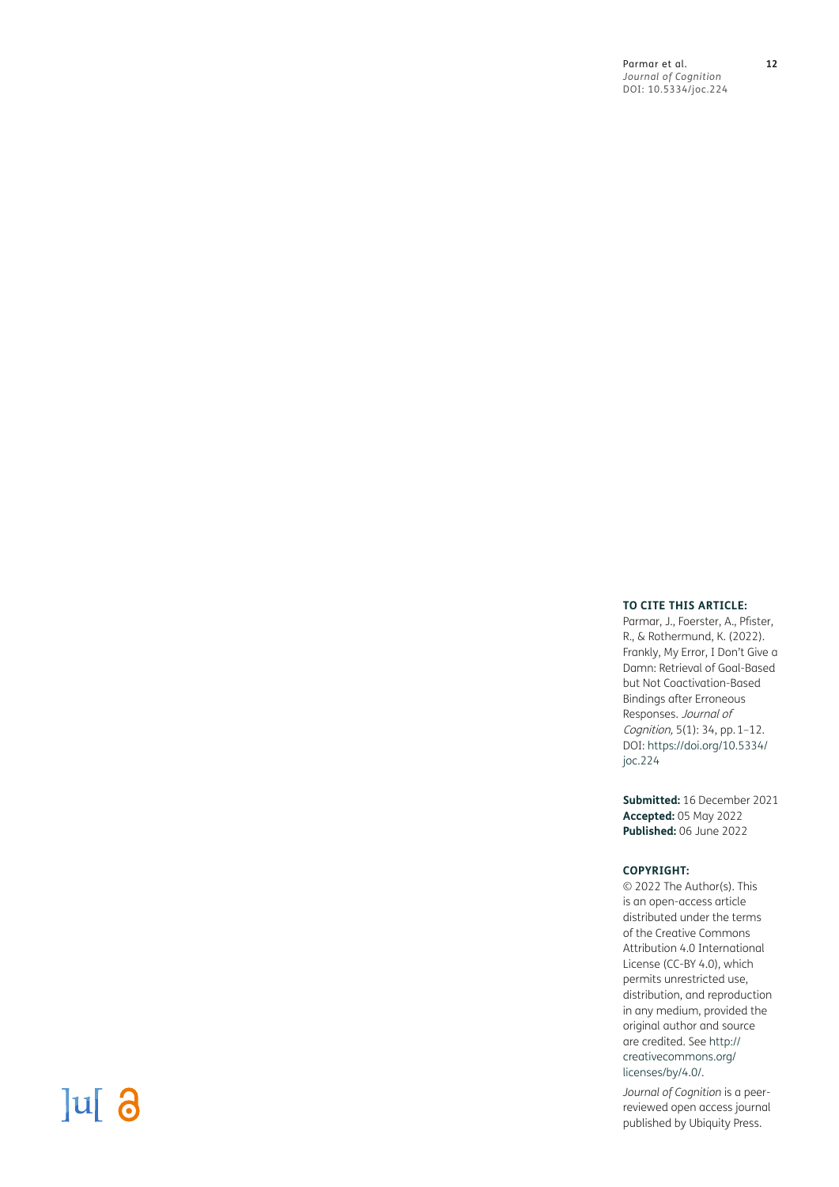**TO CITE THIS ARTICLE:**

Parmar, J., Foerster, A., Pfister, R., & Rothermund, K. (2022). Frankly, My Error, I Don't Give a Damn: Retrieval of Goal-Based but Not Coactivation-Based Bindings after Erroneous Responses. *Journal of Cognition,* 5(1): 34, pp. 1–12. DOI: https://doi.org/10.5334/joc.224

**Submitted:** 16 December 2021
**Accepted:** 05 May 2022
**Published:** 06 June 2022

**COPYRIGHT:**

© 2022 The Author(s). This is an open-access article distributed under the terms of the Creative Commons Attribution 4.0 International License (CC-BY 4.0), which permits unrestricted use, distribution, and reproduction in any medium, provided the original author and source are credited. See http://creativecommons.org/licenses/by/4.0/.

*Journal of Cognition* is a peer-reviewed open access journal published by Ubiquity Press.